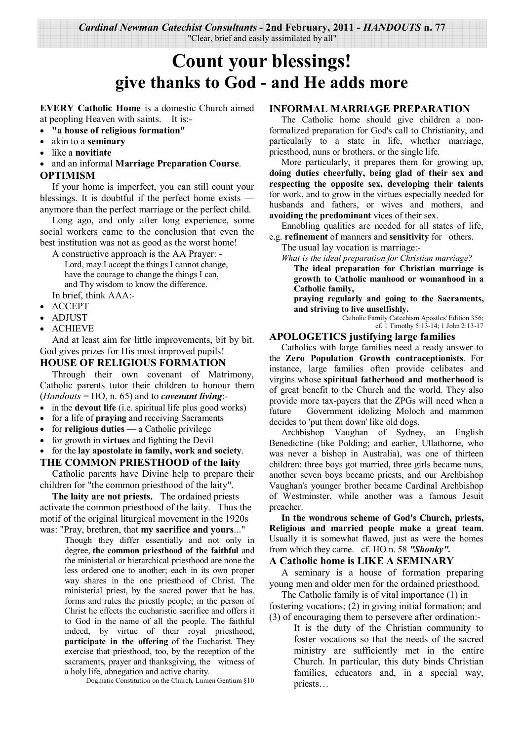*Cardinal Newman Catechist Consultants* - 2nd February, 2011 - *HANDOUTS* n. 77
"Clear, brief and easily assimilated by all"

# Count your blessings!
## give thanks to God - and He adds more

**EVERY Catholic Home** is a domestic Church aimed at peopling Heaven with saints. It is:-

- **"a house of religious formation"**
- akin to a **seminary**
- like a **novitiate**
- and an informal **Marriage Preparation Course**.

### OPTIMISM

If your home is imperfect, you can still count your blessings. It is doubtful if the perfect home exists — anymore than the perfect marriage or the perfect child.

Long ago, and only after long experience, some social workers came to the conclusion that even the best institution was not as good as the worst home!

A constructive approach is the AA Prayer: -

> Lord, may I accept the things I cannot change,
> have the courage to change the things I can,
> and Thy wisdom to know the difference.

In brief, think AAA:-

- ACCEPT
- ADJUST
- ACHIEVE

And at least aim for little improvements, bit by bit. God gives prizes for His most improved pupils!

### HOUSE OF RELIGIOUS FORMATION

Through their own covenant of Matrimony, Catholic parents tutor their children to honour them (*Handouts* = HO, n. 65) and to ***covenant living***:-

- in the **devout life** (i.e. spiritual life plus good works)
- for a life of **praying** and receiving Sacraments
- for **religious duties** — a Catholic privilege
- for growth in **virtues** and fighting the Devil
- for the **lay apostolate in family, work and society**.

### THE COMMON PRIESTHOOD of the laity

Catholic parents have Divine help to prepare their children for "the common priesthood of the laity".

**The laity are not priests.** The ordained priests activate the common priesthood of the laity. Thus the motif of the original liturgical movement in the 1920s was: "Pray, brethren, that **my sacrifice and yours**..."

> Though they differ essentially and not only in degree, **the common priesthood of the faithful** and the ministerial or hierarchical priesthood are none the less ordered one to another; each in its own proper way shares in the one priesthood of Christ. The ministerial priest, by the sacred power that he has, forms and rules the priestly people; in the person of Christ he effects the eucharistic sacrifice and offers it to God in the name of all the people. The faithful indeed, by virtue of their royal priesthood, **participate in the offering** of the Eucharist. They exercise that priesthood, too, by the reception of the sacraments, prayer and thanksgiving, the witness of a holy life, abnegation and active charity.
>
> Dogmatic Constitution on the Church, Lumen Gentium §10

### INFORMAL MARRIAGE PREPARATION

The Catholic home should give children a non-formalized preparation for God's call to Christianity, and particularly to a state in life, whether marriage, priesthood, nuns or brothers, or the single life.

More particularly, it prepares them for growing up, **doing duties cheerfully, being glad of their sex and respecting the opposite sex, developing their talents** for work, and to grow in the virtues especially needed for husbands and fathers, or wives and mothers, and **avoiding the predominant** vices of their sex.

Ennobling qualities are needed for all states of life, e.g. **refinement** of manners and **sensitivity** for others.

The usual lay vocation is marriage:-

*What is the ideal preparation for Christian marriage?*

> **The ideal preparation for Christian marriage is growth to Catholic manhood or womanhood in a Catholic family,**
> **praying regularly and going to the Sacraments, and striving to live unselfishly.**
>
> Catholic Family Catechism Apostles' Edition 356; cf. 1 Timothy 5:13-14; 1 John 2:13-17

### APOLOGETICS justifying large families

Catholics with large families need a ready answer to the **Zero Population Growth contraceptionists**. For instance, large families often provide celibates and virgins whose **spiritual fatherhood and motherhood** is of great benefit to the Church and the world. They also provide more tax-payers that the ZPGs will need when a future Government idolizing Moloch and mammon decides to 'put them down' like old dogs.

Archbishop Vaughan of Sydney, an English Benedictine (like Polding; and earlier, Ullathorne, who was never a bishop in Australia), was one of thirteen children: three boys got married, three girls became nuns, another seven boys became priests, and our Archbishop Vaughan's younger brother became Cardinal Archbishop of Westminster, while another was a famous Jesuit preacher.

**In the wondrous scheme of God's Church, priests, Religious and married people make a great team**. Usually it is somewhat flawed, just as were the homes from which they came. cf. HO n. 58 ***"Shonky".***

### A Catholic home is LIKE A SEMINARY

A seminary is a house of formation preparing young men and older men for the ordained priesthood.

The Catholic family is of vital importance (1) in fostering vocations; (2) in giving initial formation; and (3) of encouraging them to persevere after ordination:-

> It is the duty of the Christian community to foster vocations so that the needs of the sacred ministry are sufficiently met in the entire Church. In particular, this duty binds Christian families, educators and, in a special way, priests…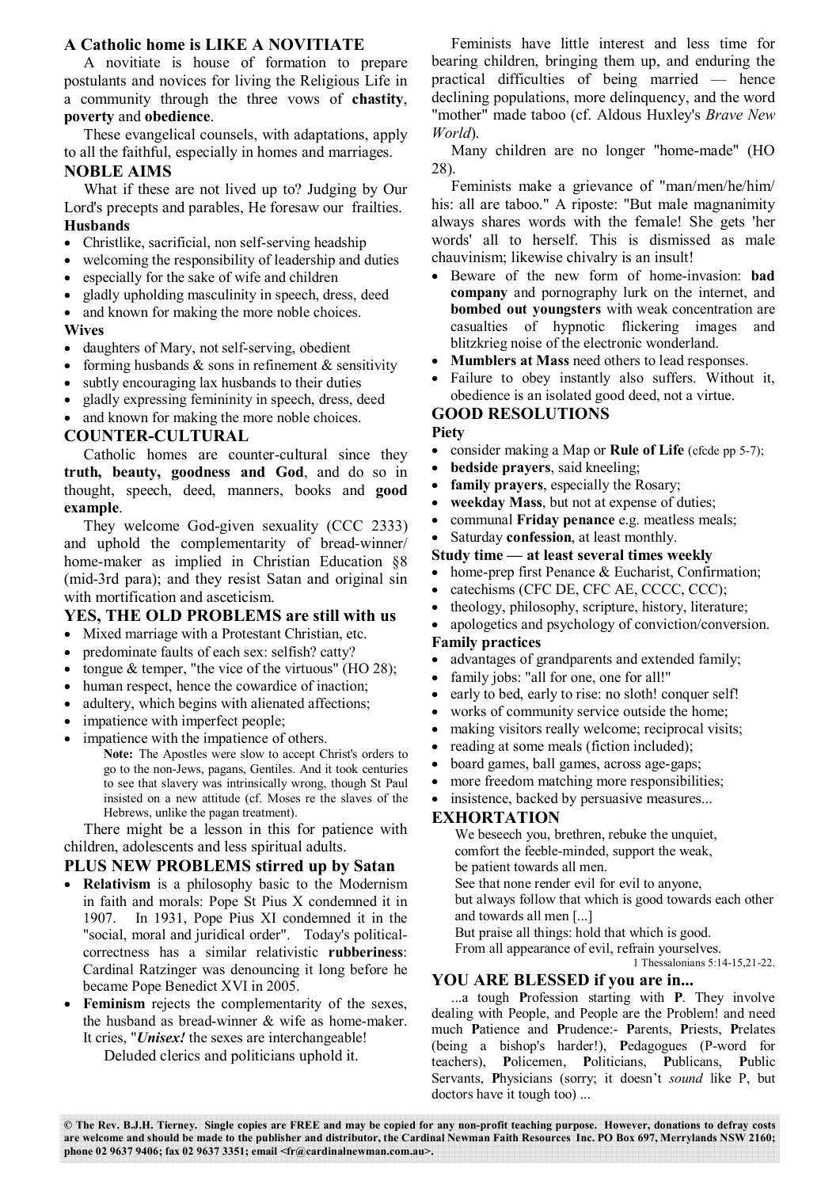## A Catholic home is LIKE A NOVITIATE

A novitiate is house of formation to prepare postulants and novices for living the Religious Life in a community through the three vows of **chastity**, **poverty** and **obedience**.

These evangelical counsels, with adaptations, apply to all the faithful, especially in homes and marriages.

## NOBLE AIMS

What if these are not lived up to? Judging by Our Lord's precepts and parables, He foresaw our frailties.

### Husbands

- Christlike, sacrificial, non self-serving headship
- welcoming the responsibility of leadership and duties
- especially for the sake of wife and children
- gladly upholding masculinity in speech, dress, deed
- and known for making the more noble choices.

### Wives

- daughters of Mary, not self-serving, obedient
- forming husbands & sons in refinement & sensitivity
- subtly encouraging lax husbands to their duties
- gladly expressing femininity in speech, dress, deed
- and known for making the more noble choices.

## COUNTER-CULTURAL

Catholic homes are counter-cultural since they **truth, beauty, goodness and God**, and do so in thought, speech, deed, manners, books and **good example**.

They welcome God-given sexuality (CCC 2333) and uphold the complementarity of bread-winner/ home-maker as implied in Christian Education §8 (mid-3rd para); and they resist Satan and original sin with mortification and asceticism.

## YES, THE OLD PROBLEMS are still with us

- Mixed marriage with a Protestant Christian, etc.
- predominate faults of each sex: selfish? catty?
- tongue & temper, "the vice of the virtuous" (HO 28);
- human respect, hence the cowardice of inaction;
- adultery, which begins with alienated affections;
- impatience with imperfect people;
- impatience with the impatience of others.

  **Note:** The Apostles were slow to accept Christ's orders to go to the non-Jews, pagans, Gentiles. And it took centuries to see that slavery was intrinsically wrong, though St Paul insisted on a new attitude (cf. Moses re the slaves of the Hebrews, unlike the pagan treatment).

There might be a lesson in this for patience with children, adolescents and less spiritual adults.

## PLUS NEW PROBLEMS stirred up by Satan

- **Relativism** is a philosophy basic to the Modernism in faith and morals: Pope St Pius X condemned it in 1907. In 1931, Pope Pius XI condemned it in the "social, moral and juridical order". Today's political-correctness has a similar relativistic **rubberiness**: Cardinal Ratzinger was denouncing it long before he became Pope Benedict XVI in 2005.
- **Feminism** rejects the complementarity of the sexes, the husband as bread-winner & wife as home-maker. It cries, "***Unisex!*** the sexes are interchangeable!

  Deluded clerics and politicians uphold it.

Feminists have little interest and less time for bearing children, bringing them up, and enduring the practical difficulties of being married — hence declining populations, more delinquency, and the word "mother" made taboo (cf. Aldous Huxley's *Brave New World*).

Many children are no longer "home-made" (HO 28).

Feminists make a grievance of "man/men/he/him/ his: all are taboo." A riposte: "But male magnanimity always shares words with the female! She gets 'her words' all to herself. This is dismissed as male chauvinism; likewise chivalry is an insult!

- Beware of the new form of home-invasion: **bad company** and pornography lurk on the internet, and **bombed out youngsters** with weak concentration are casualties of hypnotic flickering images and blitzkrieg noise of the electronic wonderland.
- **Mumblers at Mass** need others to lead responses.
- Failure to obey instantly also suffers. Without it, obedience is an isolated good deed, not a virtue.

## GOOD RESOLUTIONS

### Piety

- consider making a Map or **Rule of Life** (cfcde pp 5-7);
- **bedside prayers**, said kneeling;
- **family prayers**, especially the Rosary;
- **weekday Mass**, but not at expense of duties;
- communal **Friday penance** e.g. meatless meals;
- Saturday **confession**, at least monthly.

### Study time — at least several times weekly

- home-prep first Penance & Eucharist, Confirmation;
- catechisms (CFC DE, CFC AE, CCCC, CCC);
- theology, philosophy, scripture, history, literature;
- apologetics and psychology of conviction/conversion.

### Family practices

- advantages of grandparents and extended family;
- family jobs: "all for one, one for all!"
- early to bed, early to rise: no sloth! conquer self!
- works of community service outside the home;
- making visitors really welcome; reciprocal visits;
- reading at some meals (fiction included);
- board games, ball games, across age-gaps;
- more freedom matching more responsibilities;
- insistence, backed by persuasive measures...

## EXHORTATION

We beseech you, brethren, rebuke the unquiet,
comfort the feeble-minded, support the weak,
be patient towards all men.
See that none render evil for evil to anyone,
but always follow that which is good towards each other and towards all men [...]
But praise all things: hold that which is good.
From all appearance of evil, refrain yourselves.

1 Thessalonians 5:14-15,21-22.

## YOU ARE BLESSED if you are in...

...a tough **P**rofession starting with **P**. They involve dealing with People, and People are the Problem! and need much **P**atience and **P**rudence:- **P**arents, **P**riests, **P**relates (being a bishop's harder!), **P**edagogues (P-word for teachers), **P**olicemen, **P**oliticians, **P**ublicans, **P**ublic Servants, **P**hysicians (sorry; it doesn't *sound* like P, but doctors have it tough too) ...

**© The Rev. B.J.H. Tierney. Single copies are FREE and may be copied for any non-profit teaching purpose. However, donations to defray costs are welcome and should be made to the publisher and distributor, the Cardinal Newman Faith Resources Inc. PO Box 697, Merrylands NSW 2160; phone 02 9637 9406; fax 02 9637 3351; email <fr@cardinalnewman.com.au>.**